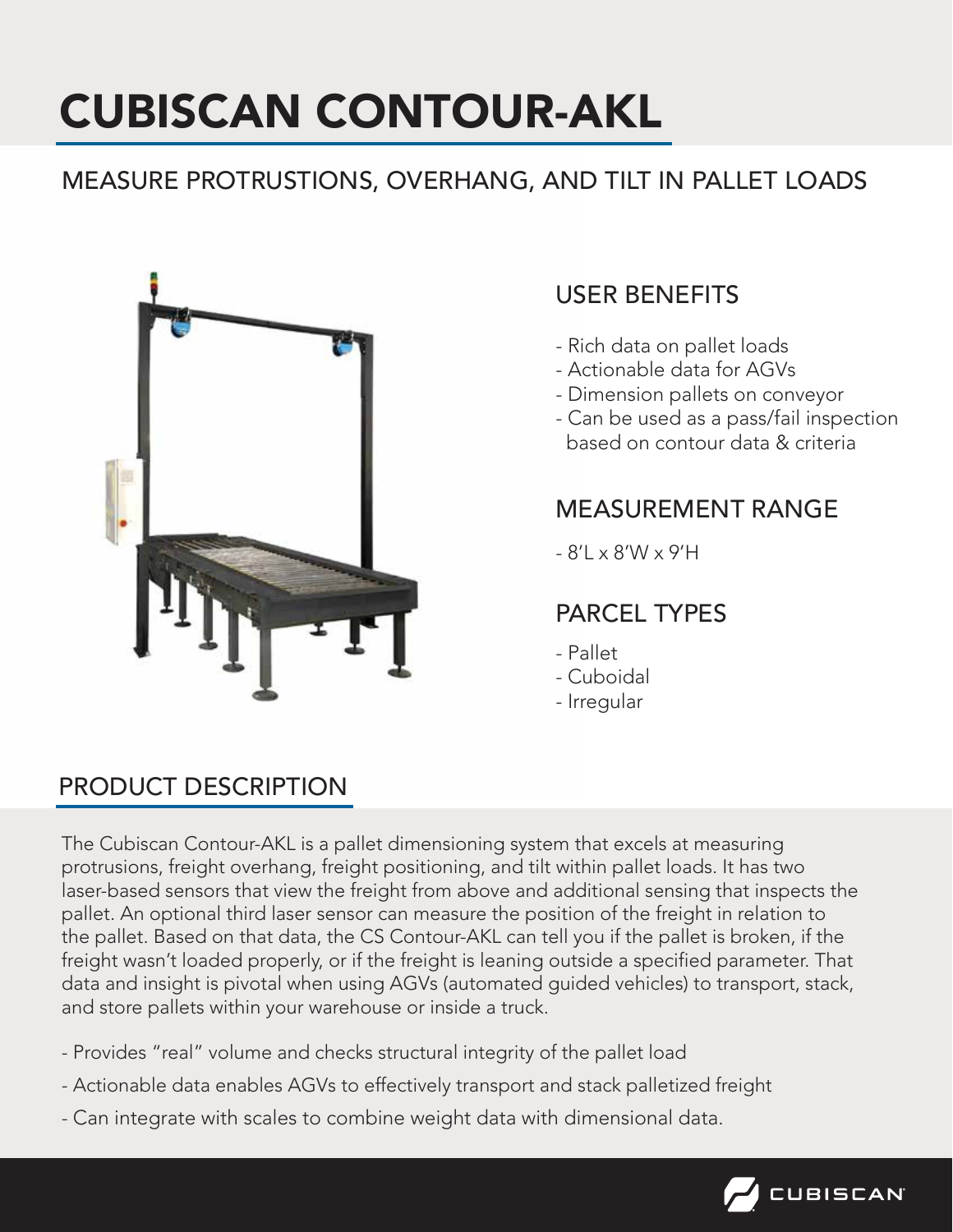# CUBISCAN CONTOUR-AKL

## MEASURE PROTRUSTIONS, OVERHANG, AND TILT IN PALLET LOADS

### USER BENEFITS

- Rich data on pallet loads
- Actionable data for AGVs
- Dimension pallets on conveyor
- Can be used as a pass/fail inspection based on contour data & criteria

### MEASUREMENT RANGE

- 8'L x 8'W x 9'H

### PARCEL TYPES

- Pallet
- Cuboidal
- Irregular

## PRODUCT DESCRIPTION

The Cubiscan Contour-AKL is a pallet dimensioning system that excels at measuring protrusions, freight overhang, freight positioning, and tilt within pallet loads. It has two laser-based sensors that view the freight from above and additional sensing that inspects the pallet. An optional third laser sensor can measure the position of the freight in relation to the pallet. Based on that data, the CS Contour-AKL can tell you if the pallet is broken, if the freight wasn't loaded properly, or if the freight is leaning outside a specified parameter. That data and insight is pivotal when using AGVs (automated guided vehicles) to transport, stack, and store pallets within your warehouse or inside a truck.

- Provides "real" volume and checks structural integrity of the pallet load
- Actionable data enables AGVs to effectively transport and stack palletized freight
- Can integrate with scales to combine weight data with dimensional data.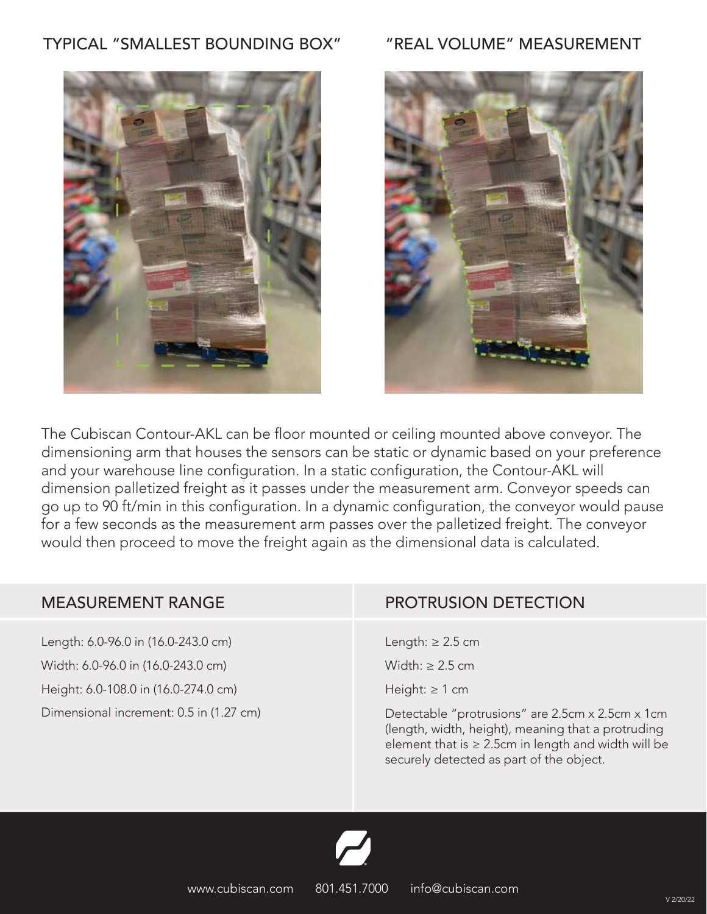TYPICAL "SMALLEST BOUNDING BOX"

"REAL VOLUME" MEASUREMENT

The Cubiscan Contour-AKL can be floor mounted or ceiling mounted above conveyor. The dimensioning arm that houses the sensors can be static or dynamic based on your preference and your warehouse line configuration. In a static configuration, the Contour-AKL will dimension palletized freight as it passes under the measurement arm. Conveyor speeds can go up to 90 ft/min in this configuration. In a dynamic configuration, the conveyor would pause for a few seconds as the measurement arm passes over the palletized freight. The conveyor would then proceed to move the freight again as the dimensional data is calculated.

## MEASUREMENT RANGE

Length: 6.0-96.0 in (16.0-243.0 cm)

Width: 6.0-96.0 in (16.0-243.0 cm)

Height: 6.0-108.0 in (16.0-274.0 cm)

Dimensional increment: 0.5 in (1.27 cm)

## PROTRUSION DETECTION

Length: ≥ 2.5 cm

Width: ≥ 2.5 cm

Height: ≥ 1 cm

Detectable "protrusions" are 2.5cm x 2.5cm x 1cm (length, width, height), meaning that a protruding element that is ≥ 2.5cm in length and width will be securely detected as part of the object.

www.cubiscan.com 801.451.7000 info@cubiscan.com

V 2/20/22